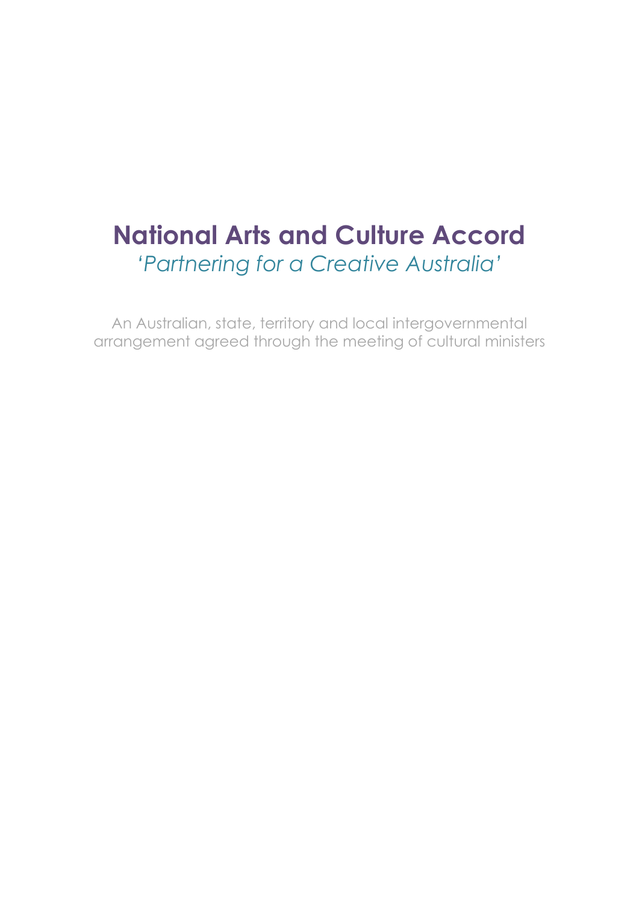# National Arts and Culture Accord

*'Partnering for a Creative Australia'*

An Australian, state, territory and local intergovernmental arrangement agreed through the meeting of cultural ministers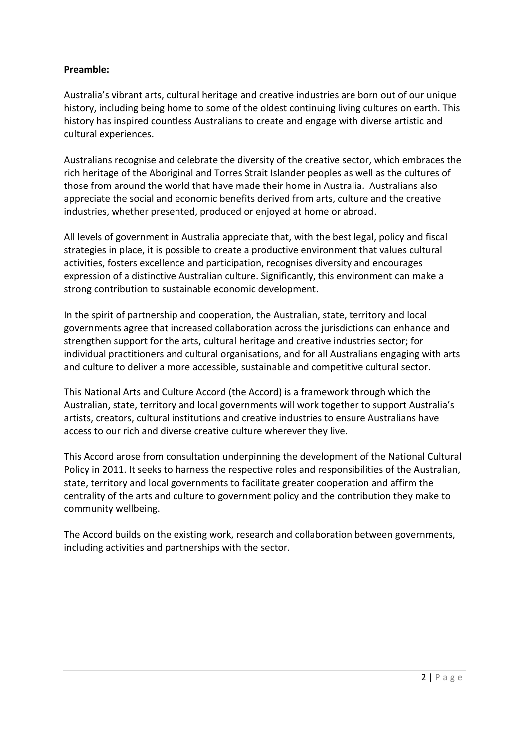**Preamble:**

Australia's vibrant arts, cultural heritage and creative industries are born out of our unique history, including being home to some of the oldest continuing living cultures on earth. This history has inspired countless Australians to create and engage with diverse artistic and cultural experiences.

Australians recognise and celebrate the diversity of the creative sector, which embraces the rich heritage of the Aboriginal and Torres Strait Islander peoples as well as the cultures of those from around the world that have made their home in Australia. Australians also appreciate the social and economic benefits derived from arts, culture and the creative industries, whether presented, produced or enjoyed at home or abroad.

All levels of government in Australia appreciate that, with the best legal, policy and fiscal strategies in place, it is possible to create a productive environment that values cultural activities, fosters excellence and participation, recognises diversity and encourages expression of a distinctive Australian culture. Significantly, this environment can make a strong contribution to sustainable economic development.

In the spirit of partnership and cooperation, the Australian, state, territory and local governments agree that increased collaboration across the jurisdictions can enhance and strengthen support for the arts, cultural heritage and creative industries sector; for individual practitioners and cultural organisations, and for all Australians engaging with arts and culture to deliver a more accessible, sustainable and competitive cultural sector.

This National Arts and Culture Accord (the Accord) is a framework through which the Australian, state, territory and local governments will work together to support Australia's artists, creators, cultural institutions and creative industries to ensure Australians have access to our rich and diverse creative culture wherever they live.

This Accord arose from consultation underpinning the development of the National Cultural Policy in 2011. It seeks to harness the respective roles and responsibilities of the Australian, state, territory and local governments to facilitate greater cooperation and affirm the centrality of the arts and culture to government policy and the contribution they make to community wellbeing.

The Accord builds on the existing work, research and collaboration between governments, including activities and partnerships with the sector.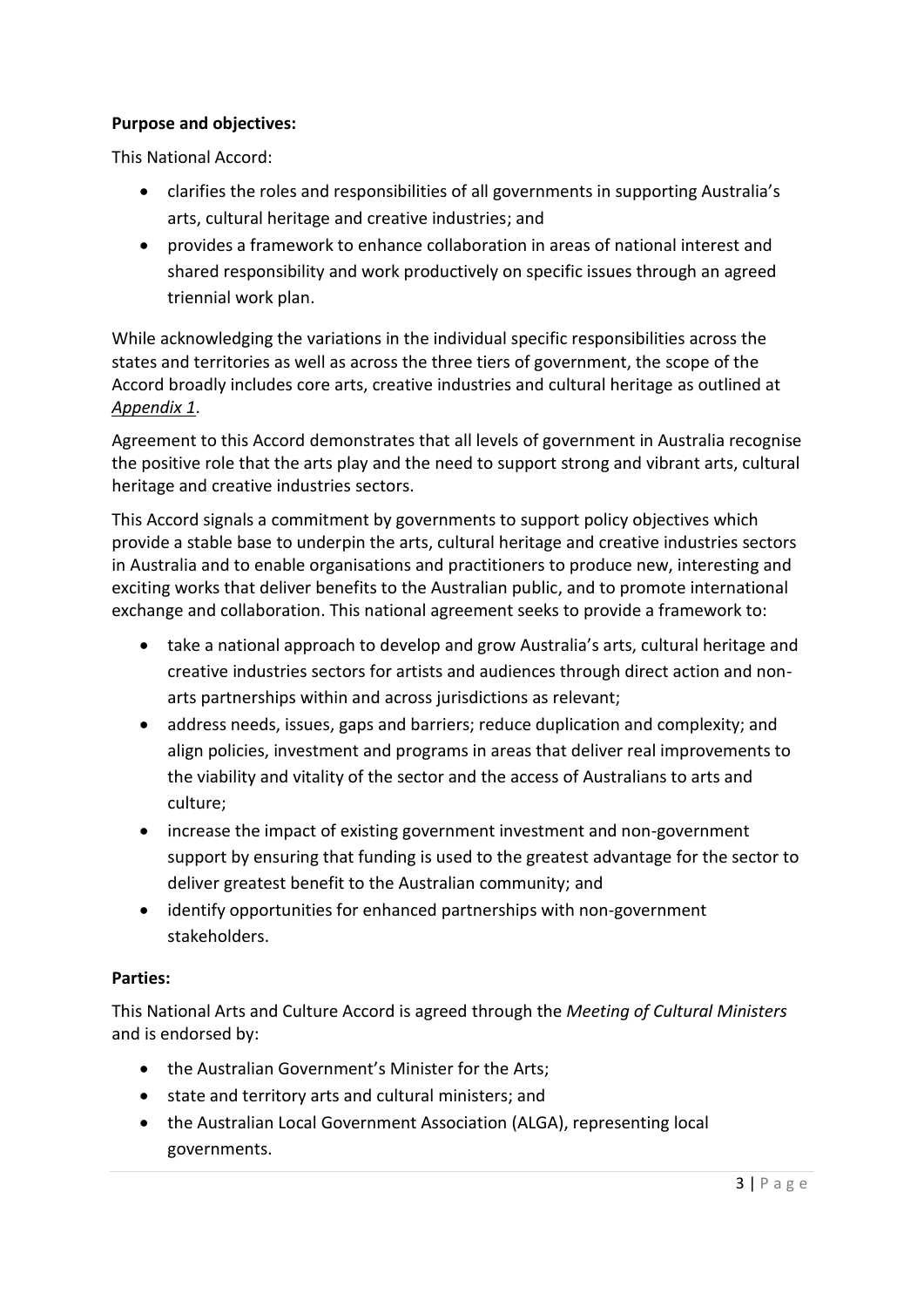**Purpose and objectives:**

This National Accord:

- clarifies the roles and responsibilities of all governments in supporting Australia's arts, cultural heritage and creative industries; and
- provides a framework to enhance collaboration in areas of national interest and shared responsibility and work productively on specific issues through an agreed triennial work plan.

While acknowledging the variations in the individual specific responsibilities across the states and territories as well as across the three tiers of government, the scope of the Accord broadly includes core arts, creative industries and cultural heritage as outlined at *Appendix 1*.

Agreement to this Accord demonstrates that all levels of government in Australia recognise the positive role that the arts play and the need to support strong and vibrant arts, cultural heritage and creative industries sectors.

This Accord signals a commitment by governments to support policy objectives which provide a stable base to underpin the arts, cultural heritage and creative industries sectors in Australia and to enable organisations and practitioners to produce new, interesting and exciting works that deliver benefits to the Australian public, and to promote international exchange and collaboration. This national agreement seeks to provide a framework to:

- take a national approach to develop and grow Australia's arts, cultural heritage and creative industries sectors for artists and audiences through direct action and non-arts partnerships within and across jurisdictions as relevant;
- address needs, issues, gaps and barriers; reduce duplication and complexity; and align policies, investment and programs in areas that deliver real improvements to the viability and vitality of the sector and the access of Australians to arts and culture;
- increase the impact of existing government investment and non-government support by ensuring that funding is used to the greatest advantage for the sector to deliver greatest benefit to the Australian community; and
- identify opportunities for enhanced partnerships with non-government stakeholders.

**Parties:**

This National Arts and Culture Accord is agreed through the *Meeting of Cultural Ministers* and is endorsed by:

- the Australian Government's Minister for the Arts;
- state and territory arts and cultural ministers; and
- the Australian Local Government Association (ALGA), representing local governments.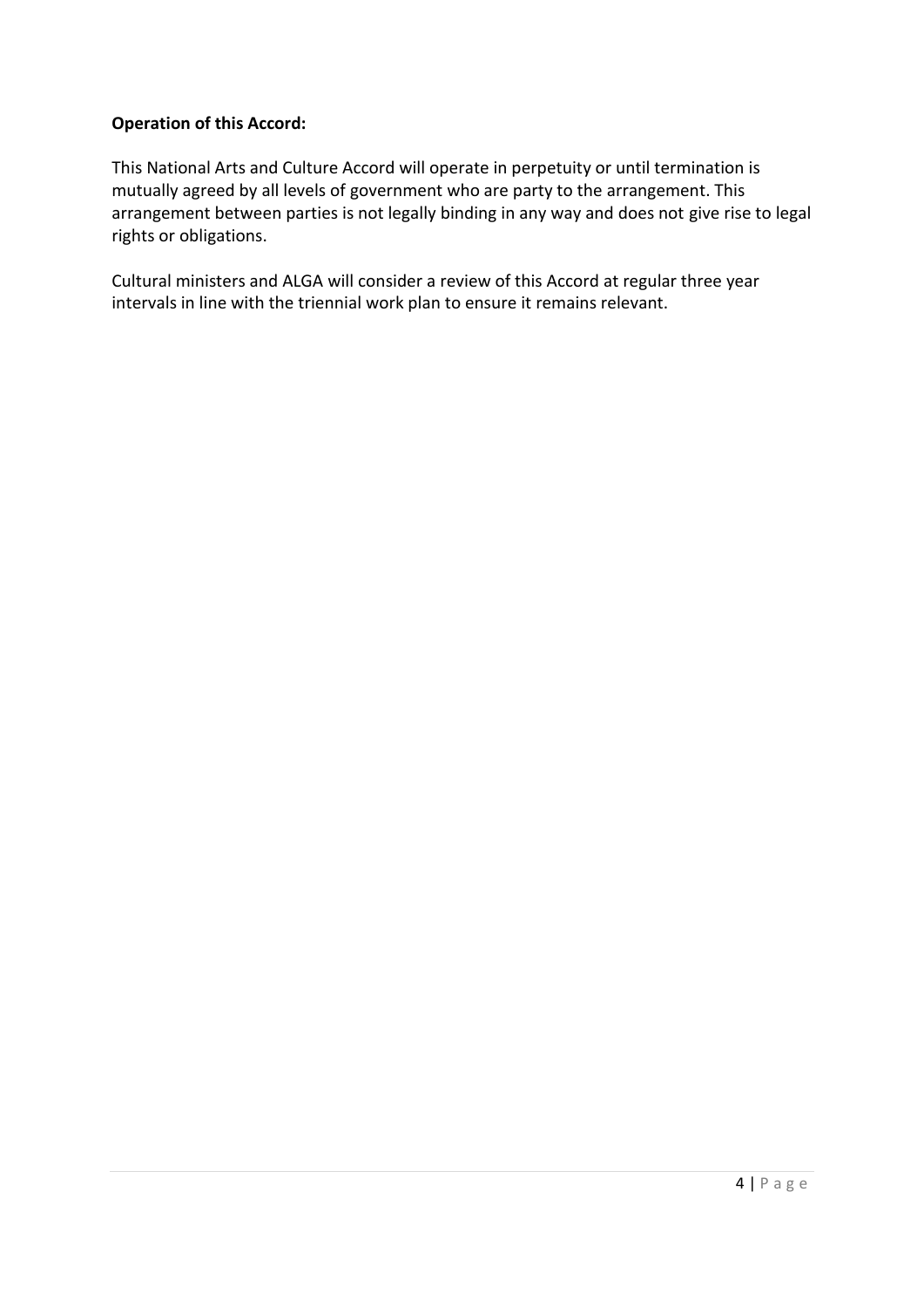**Operation of this Accord:**

This National Arts and Culture Accord will operate in perpetuity or until termination is mutually agreed by all levels of government who are party to the arrangement. This arrangement between parties is not legally binding in any way and does not give rise to legal rights or obligations.

Cultural ministers and ALGA will consider a review of this Accord at regular three year intervals in line with the triennial work plan to ensure it remains relevant.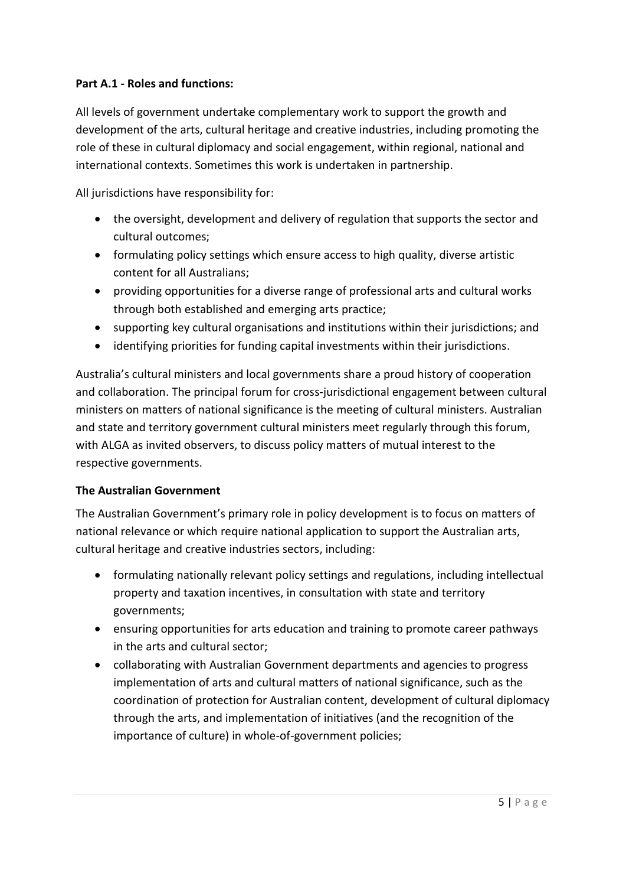**Part A.1 - Roles and functions:**

All levels of government undertake complementary work to support the growth and development of the arts, cultural heritage and creative industries, including promoting the role of these in cultural diplomacy and social engagement, within regional, national and international contexts. Sometimes this work is undertaken in partnership.

All jurisdictions have responsibility for:

- the oversight, development and delivery of regulation that supports the sector and cultural outcomes;
- formulating policy settings which ensure access to high quality, diverse artistic content for all Australians;
- providing opportunities for a diverse range of professional arts and cultural works through both established and emerging arts practice;
- supporting key cultural organisations and institutions within their jurisdictions; and
- identifying priorities for funding capital investments within their jurisdictions.

Australia's cultural ministers and local governments share a proud history of cooperation and collaboration. The principal forum for cross-jurisdictional engagement between cultural ministers on matters of national significance is the meeting of cultural ministers. Australian and state and territory government cultural ministers meet regularly through this forum, with ALGA as invited observers, to discuss policy matters of mutual interest to the respective governments.

**The Australian Government**

The Australian Government's primary role in policy development is to focus on matters of national relevance or which require national application to support the Australian arts, cultural heritage and creative industries sectors, including:

- formulating nationally relevant policy settings and regulations, including intellectual property and taxation incentives, in consultation with state and territory governments;
- ensuring opportunities for arts education and training to promote career pathways in the arts and cultural sector;
- collaborating with Australian Government departments and agencies to progress implementation of arts and cultural matters of national significance, such as the coordination of protection for Australian content, development of cultural diplomacy through the arts, and implementation of initiatives (and the recognition of the importance of culture) in whole-of-government policies;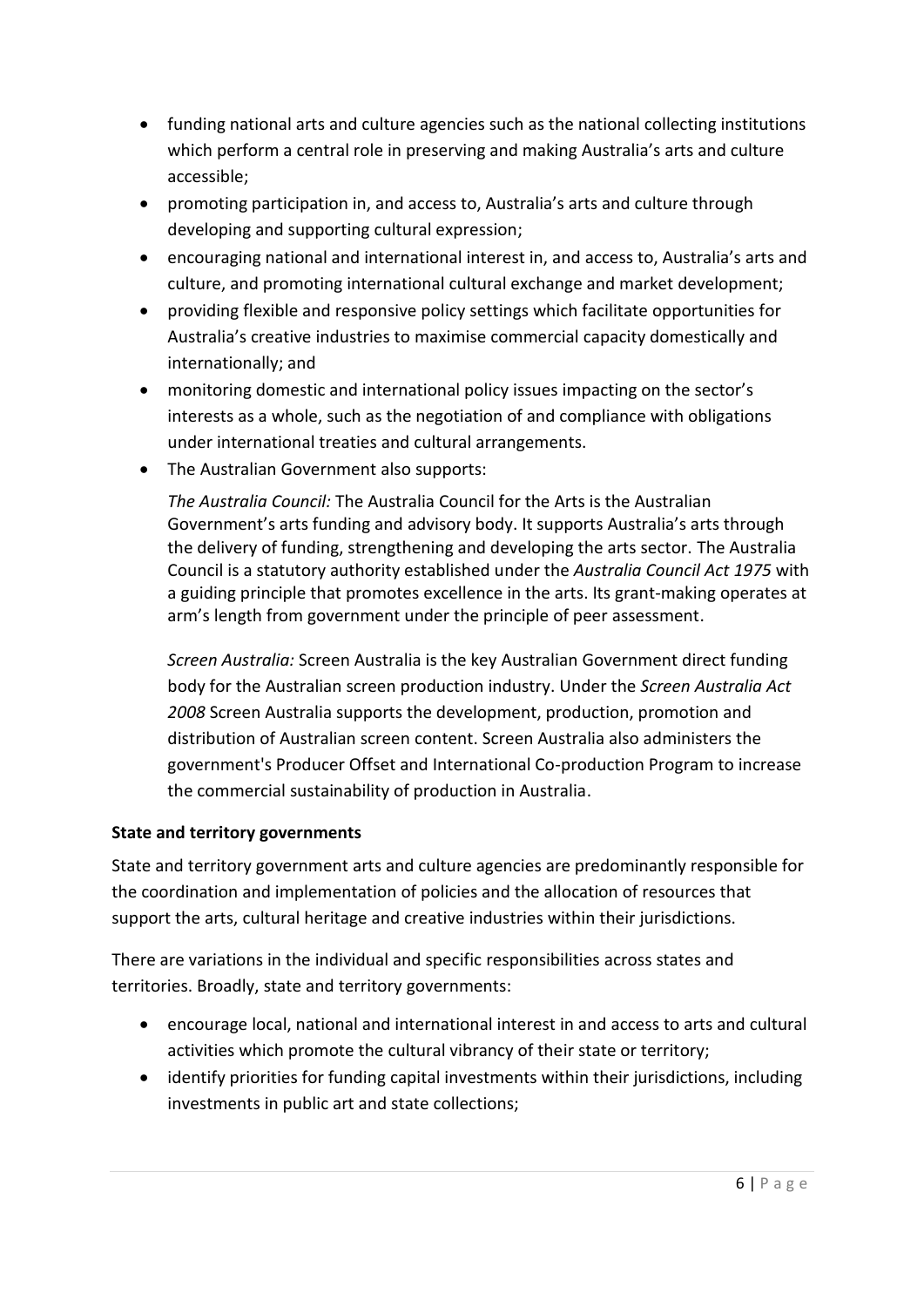- funding national arts and culture agencies such as the national collecting institutions which perform a central role in preserving and making Australia's arts and culture accessible;
- promoting participation in, and access to, Australia's arts and culture through developing and supporting cultural expression;
- encouraging national and international interest in, and access to, Australia's arts and culture, and promoting international cultural exchange and market development;
- providing flexible and responsive policy settings which facilitate opportunities for Australia's creative industries to maximise commercial capacity domestically and internationally; and
- monitoring domestic and international policy issues impacting on the sector's interests as a whole, such as the negotiation of and compliance with obligations under international treaties and cultural arrangements.
- The Australian Government also supports:

  *The Australia Council:* The Australia Council for the Arts is the Australian Government's arts funding and advisory body. It supports Australia's arts through the delivery of funding, strengthening and developing the arts sector. The Australia Council is a statutory authority established under the *Australia Council Act 1975* with a guiding principle that promotes excellence in the arts. Its grant-making operates at arm's length from government under the principle of peer assessment.

  *Screen Australia:* Screen Australia is the key Australian Government direct funding body for the Australian screen production industry. Under the *Screen Australia Act 2008* Screen Australia supports the development, production, promotion and distribution of Australian screen content. Screen Australia also administers the government's Producer Offset and International Co-production Program to increase the commercial sustainability of production in Australia.

**State and territory governments**

State and territory government arts and culture agencies are predominantly responsible for the coordination and implementation of policies and the allocation of resources that support the arts, cultural heritage and creative industries within their jurisdictions.

There are variations in the individual and specific responsibilities across states and territories. Broadly, state and territory governments:

- encourage local, national and international interest in and access to arts and cultural activities which promote the cultural vibrancy of their state or territory;
- identify priorities for funding capital investments within their jurisdictions, including investments in public art and state collections;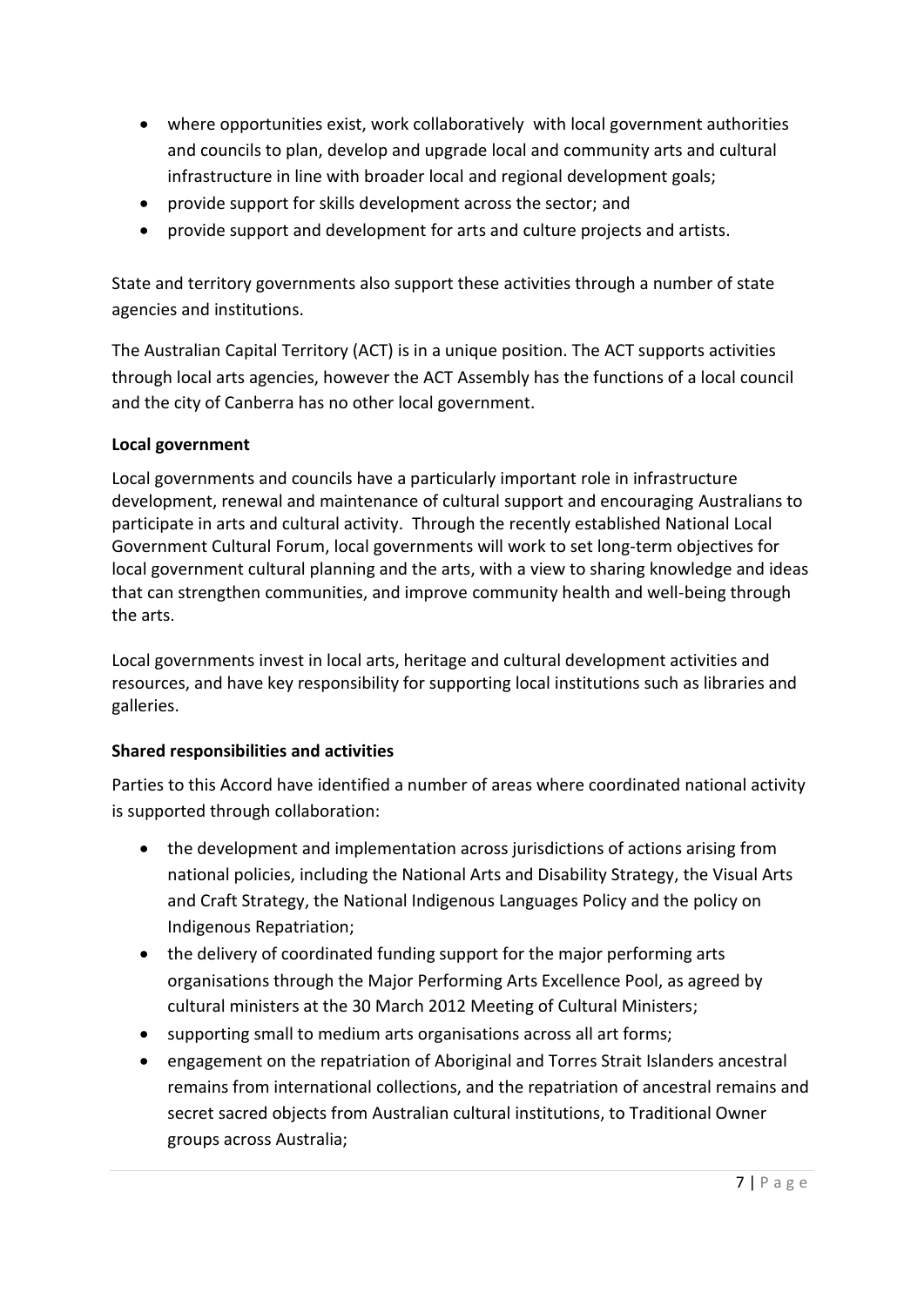- where opportunities exist, work collaboratively with local government authorities and councils to plan, develop and upgrade local and community arts and cultural infrastructure in line with broader local and regional development goals;
- provide support for skills development across the sector; and
- provide support and development for arts and culture projects and artists.

State and territory governments also support these activities through a number of state agencies and institutions.

The Australian Capital Territory (ACT) is in a unique position. The ACT supports activities through local arts agencies, however the ACT Assembly has the functions of a local council and the city of Canberra has no other local government.

**Local government**

Local governments and councils have a particularly important role in infrastructure development, renewal and maintenance of cultural support and encouraging Australians to participate in arts and cultural activity. Through the recently established National Local Government Cultural Forum, local governments will work to set long-term objectives for local government cultural planning and the arts, with a view to sharing knowledge and ideas that can strengthen communities, and improve community health and well-being through the arts.

Local governments invest in local arts, heritage and cultural development activities and resources, and have key responsibility for supporting local institutions such as libraries and galleries.

**Shared responsibilities and activities**

Parties to this Accord have identified a number of areas where coordinated national activity is supported through collaboration:

- the development and implementation across jurisdictions of actions arising from national policies, including the National Arts and Disability Strategy, the Visual Arts and Craft Strategy, the National Indigenous Languages Policy and the policy on Indigenous Repatriation;
- the delivery of coordinated funding support for the major performing arts organisations through the Major Performing Arts Excellence Pool, as agreed by cultural ministers at the 30 March 2012 Meeting of Cultural Ministers;
- supporting small to medium arts organisations across all art forms;
- engagement on the repatriation of Aboriginal and Torres Strait Islanders ancestral remains from international collections, and the repatriation of ancestral remains and secret sacred objects from Australian cultural institutions, to Traditional Owner groups across Australia;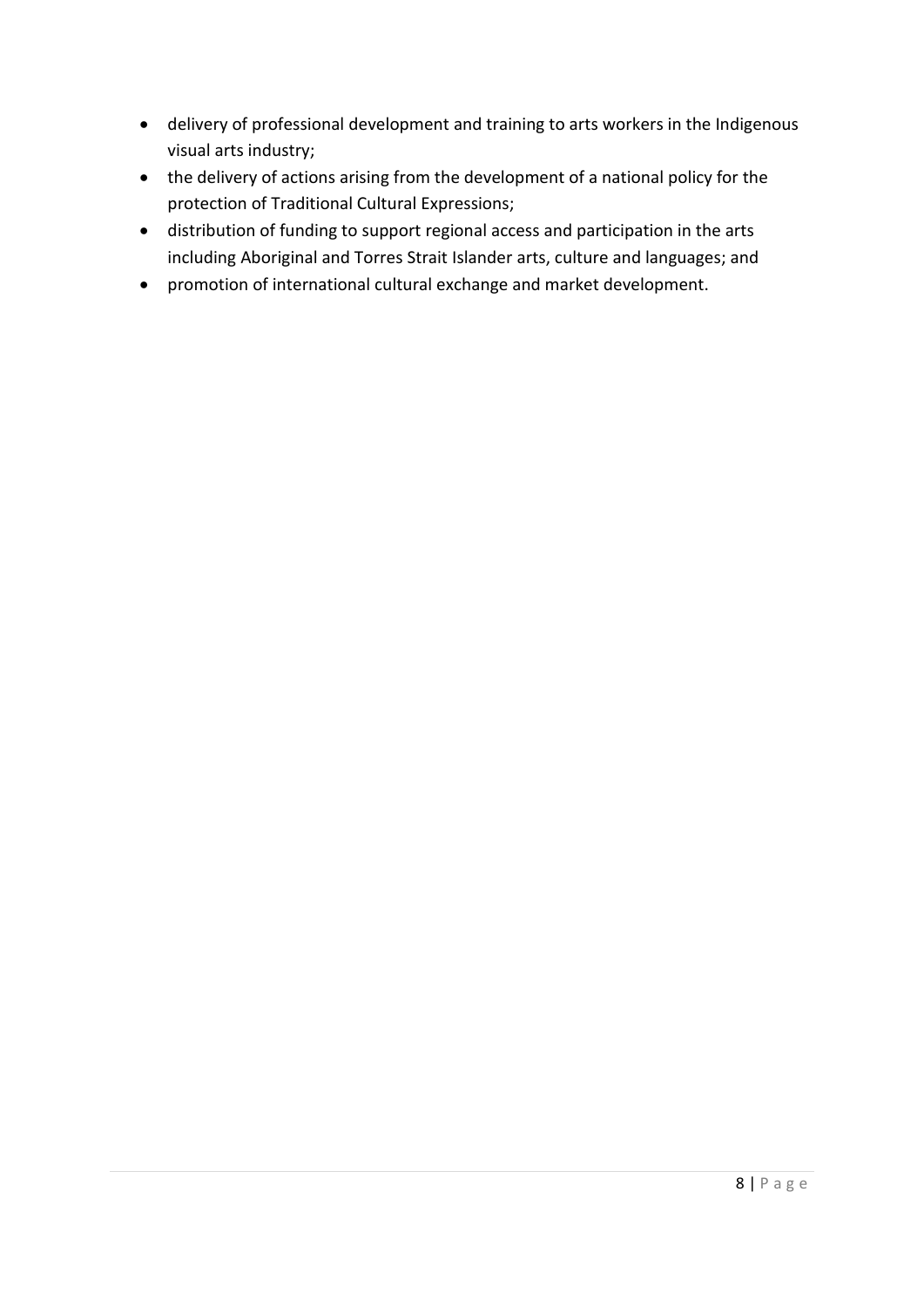- delivery of professional development and training to arts workers in the Indigenous visual arts industry;
- the delivery of actions arising from the development of a national policy for the protection of Traditional Cultural Expressions;
- distribution of funding to support regional access and participation in the arts including Aboriginal and Torres Strait Islander arts, culture and languages; and
- promotion of international cultural exchange and market development.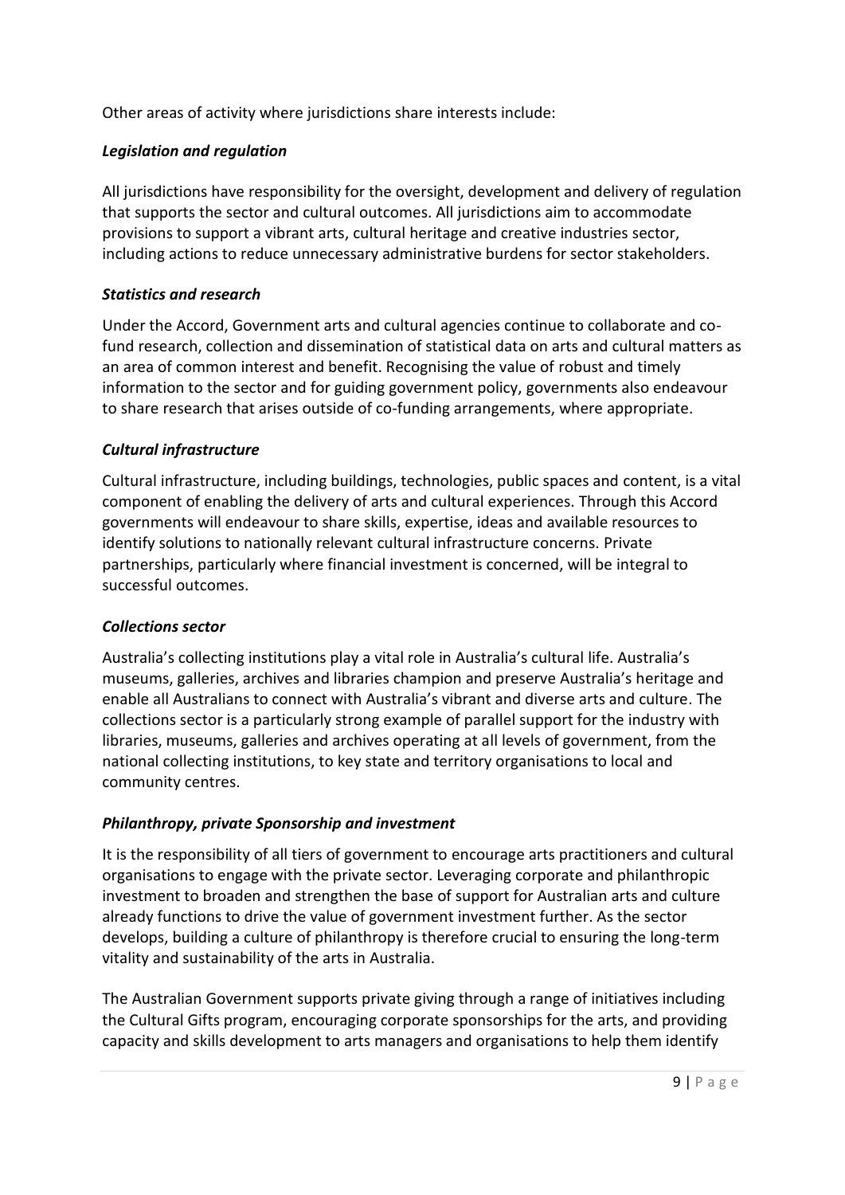Other areas of activity where jurisdictions share interests include:

### *Legislation and regulation*

All jurisdictions have responsibility for the oversight, development and delivery of regulation that supports the sector and cultural outcomes. All jurisdictions aim to accommodate provisions to support a vibrant arts, cultural heritage and creative industries sector, including actions to reduce unnecessary administrative burdens for sector stakeholders.

### *Statistics and research*

Under the Accord, Government arts and cultural agencies continue to collaborate and co-fund research, collection and dissemination of statistical data on arts and cultural matters as an area of common interest and benefit. Recognising the value of robust and timely information to the sector and for guiding government policy, governments also endeavour to share research that arises outside of co-funding arrangements, where appropriate.

### *Cultural infrastructure*

Cultural infrastructure, including buildings, technologies, public spaces and content, is a vital component of enabling the delivery of arts and cultural experiences. Through this Accord governments will endeavour to share skills, expertise, ideas and available resources to identify solutions to nationally relevant cultural infrastructure concerns. Private partnerships, particularly where financial investment is concerned, will be integral to successful outcomes.

### *Collections sector*

Australia's collecting institutions play a vital role in Australia's cultural life. Australia's museums, galleries, archives and libraries champion and preserve Australia's heritage and enable all Australians to connect with Australia's vibrant and diverse arts and culture. The collections sector is a particularly strong example of parallel support for the industry with libraries, museums, galleries and archives operating at all levels of government, from the national collecting institutions, to key state and territory organisations to local and community centres.

### *Philanthropy, private Sponsorship and investment*

It is the responsibility of all tiers of government to encourage arts practitioners and cultural organisations to engage with the private sector. Leveraging corporate and philanthropic investment to broaden and strengthen the base of support for Australian arts and culture already functions to drive the value of government investment further. As the sector develops, building a culture of philanthropy is therefore crucial to ensuring the long-term vitality and sustainability of the arts in Australia.

The Australian Government supports private giving through a range of initiatives including the Cultural Gifts program, encouraging corporate sponsorships for the arts, and providing capacity and skills development to arts managers and organisations to help them identify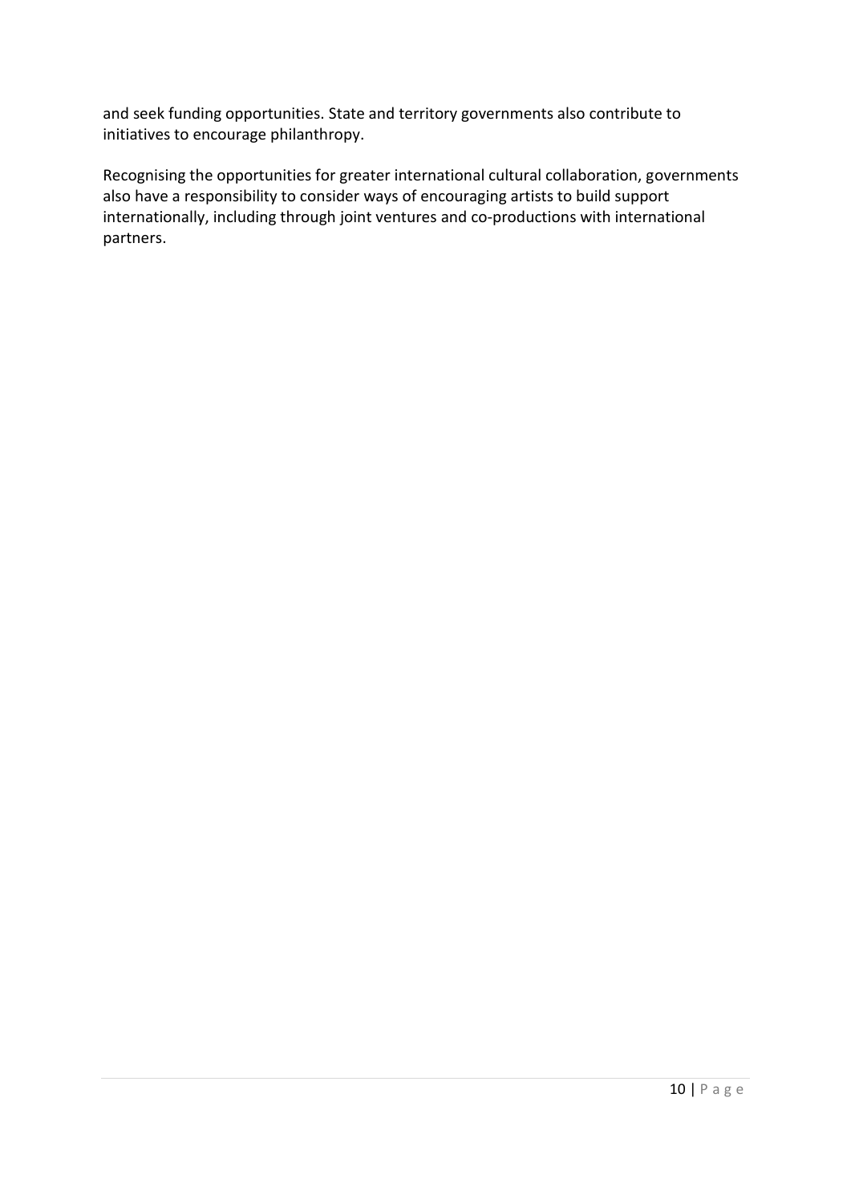and seek funding opportunities. State and territory governments also contribute to initiatives to encourage philanthropy.

Recognising the opportunities for greater international cultural collaboration, governments also have a responsibility to consider ways of encouraging artists to build support internationally, including through joint ventures and co-productions with international partners.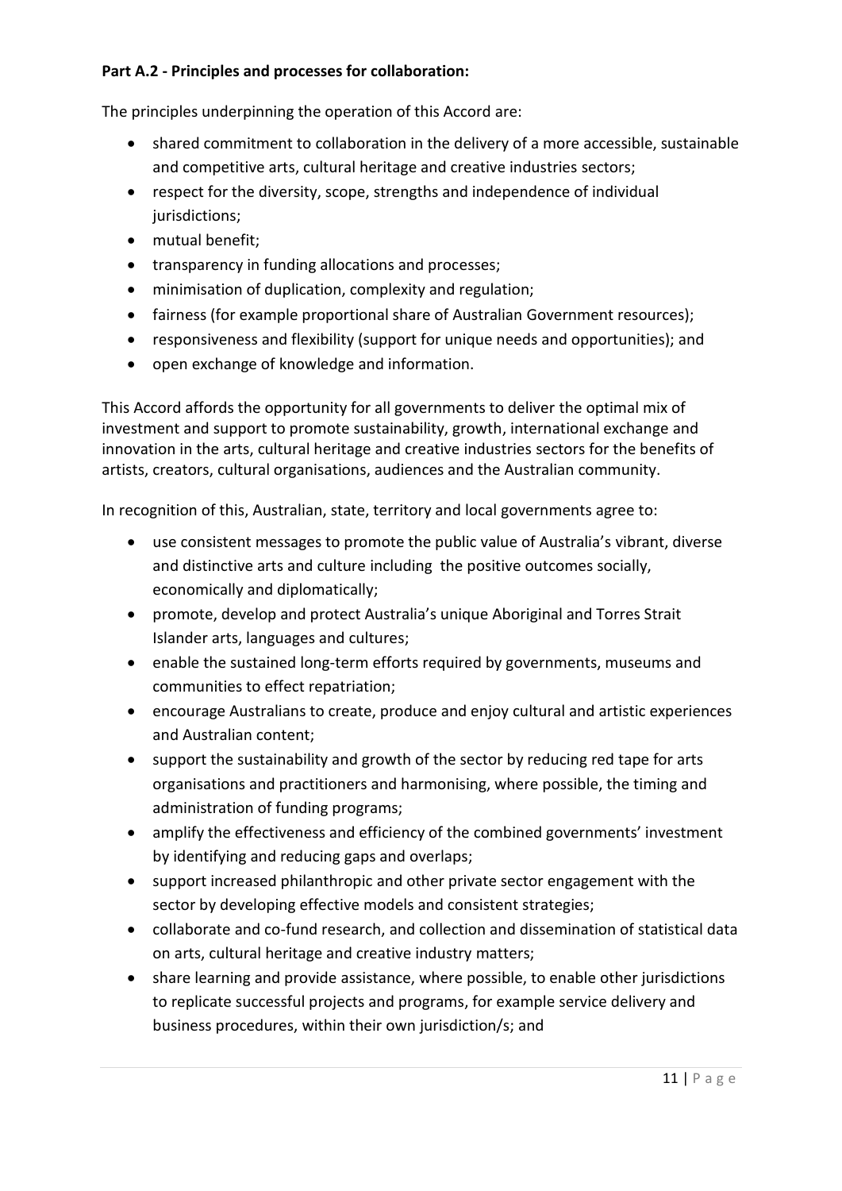**Part A.2 - Principles and processes for collaboration:**

The principles underpinning the operation of this Accord are:

- shared commitment to collaboration in the delivery of a more accessible, sustainable and competitive arts, cultural heritage and creative industries sectors;
- respect for the diversity, scope, strengths and independence of individual jurisdictions;
- mutual benefit;
- transparency in funding allocations and processes;
- minimisation of duplication, complexity and regulation;
- fairness (for example proportional share of Australian Government resources);
- responsiveness and flexibility (support for unique needs and opportunities); and
- open exchange of knowledge and information.

This Accord affords the opportunity for all governments to deliver the optimal mix of investment and support to promote sustainability, growth, international exchange and innovation in the arts, cultural heritage and creative industries sectors for the benefits of artists, creators, cultural organisations, audiences and the Australian community.

In recognition of this, Australian, state, territory and local governments agree to:

- use consistent messages to promote the public value of Australia's vibrant, diverse and distinctive arts and culture including the positive outcomes socially, economically and diplomatically;
- promote, develop and protect Australia's unique Aboriginal and Torres Strait Islander arts, languages and cultures;
- enable the sustained long-term efforts required by governments, museums and communities to effect repatriation;
- encourage Australians to create, produce and enjoy cultural and artistic experiences and Australian content;
- support the sustainability and growth of the sector by reducing red tape for arts organisations and practitioners and harmonising, where possible, the timing and administration of funding programs;
- amplify the effectiveness and efficiency of the combined governments' investment by identifying and reducing gaps and overlaps;
- support increased philanthropic and other private sector engagement with the sector by developing effective models and consistent strategies;
- collaborate and co-fund research, and collection and dissemination of statistical data on arts, cultural heritage and creative industry matters;
- share learning and provide assistance, where possible, to enable other jurisdictions to replicate successful projects and programs, for example service delivery and business procedures, within their own jurisdiction/s; and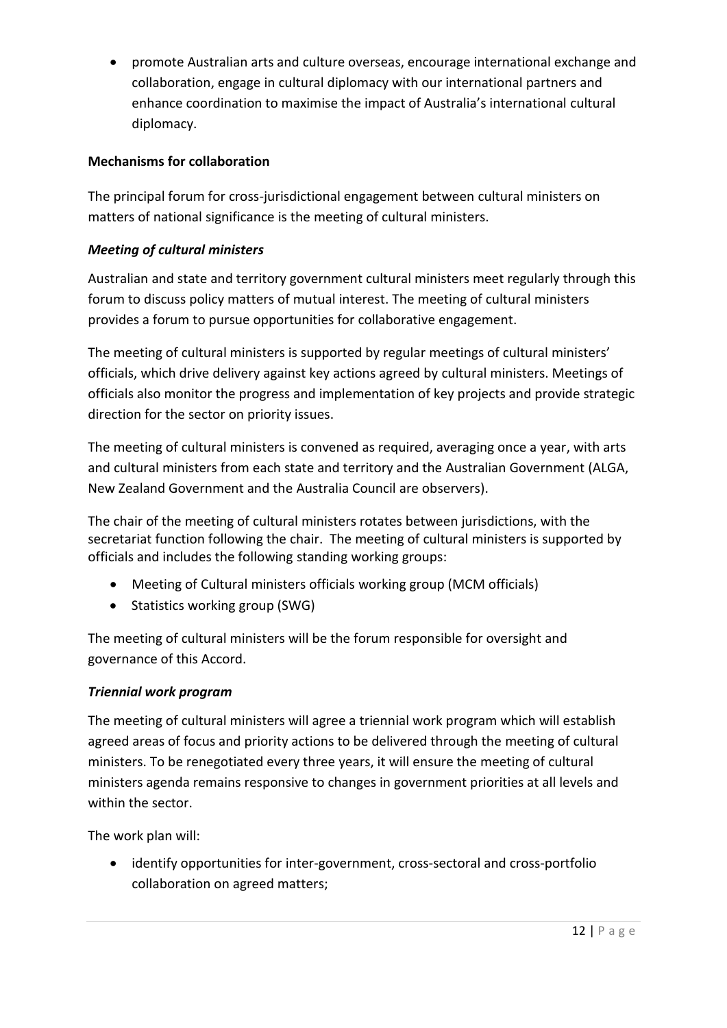- promote Australian arts and culture overseas, encourage international exchange and collaboration, engage in cultural diplomacy with our international partners and enhance coordination to maximise the impact of Australia's international cultural diplomacy.

**Mechanisms for collaboration**

The principal forum for cross-jurisdictional engagement between cultural ministers on matters of national significance is the meeting of cultural ministers.

***Meeting of cultural ministers***

Australian and state and territory government cultural ministers meet regularly through this forum to discuss policy matters of mutual interest. The meeting of cultural ministers provides a forum to pursue opportunities for collaborative engagement.

The meeting of cultural ministers is supported by regular meetings of cultural ministers' officials, which drive delivery against key actions agreed by cultural ministers. Meetings of officials also monitor the progress and implementation of key projects and provide strategic direction for the sector on priority issues.

The meeting of cultural ministers is convened as required, averaging once a year, with arts and cultural ministers from each state and territory and the Australian Government (ALGA, New Zealand Government and the Australia Council are observers).

The chair of the meeting of cultural ministers rotates between jurisdictions, with the secretariat function following the chair. The meeting of cultural ministers is supported by officials and includes the following standing working groups:

- Meeting of Cultural ministers officials working group (MCM officials)
- Statistics working group (SWG)

The meeting of cultural ministers will be the forum responsible for oversight and governance of this Accord.

***Triennial work program***

The meeting of cultural ministers will agree a triennial work program which will establish agreed areas of focus and priority actions to be delivered through the meeting of cultural ministers. To be renegotiated every three years, it will ensure the meeting of cultural ministers agenda remains responsive to changes in government priorities at all levels and within the sector.

The work plan will:

- identify opportunities for inter-government, cross-sectoral and cross-portfolio collaboration on agreed matters;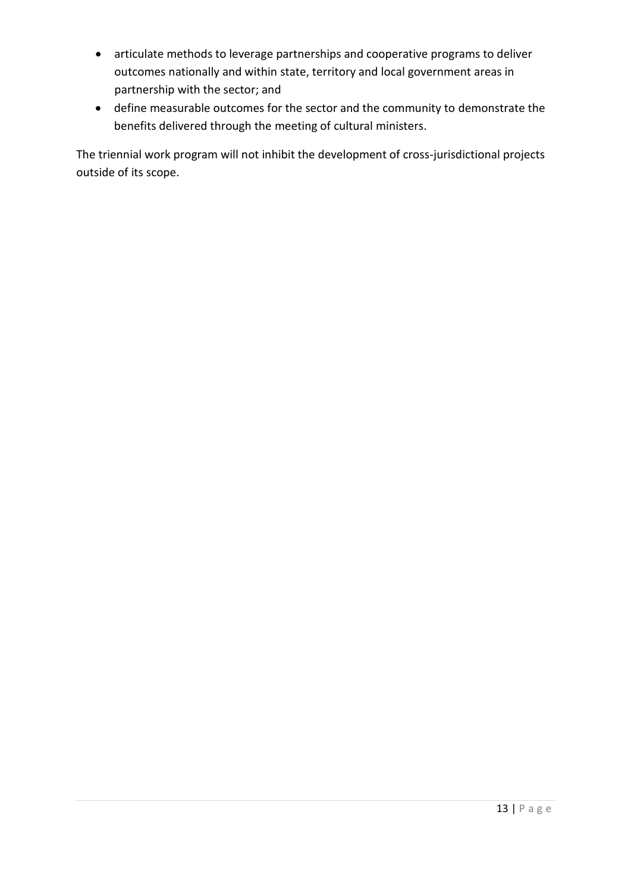- articulate methods to leverage partnerships and cooperative programs to deliver outcomes nationally and within state, territory and local government areas in partnership with the sector; and
- define measurable outcomes for the sector and the community to demonstrate the benefits delivered through the meeting of cultural ministers.

The triennial work program will not inhibit the development of cross-jurisdictional projects outside of its scope.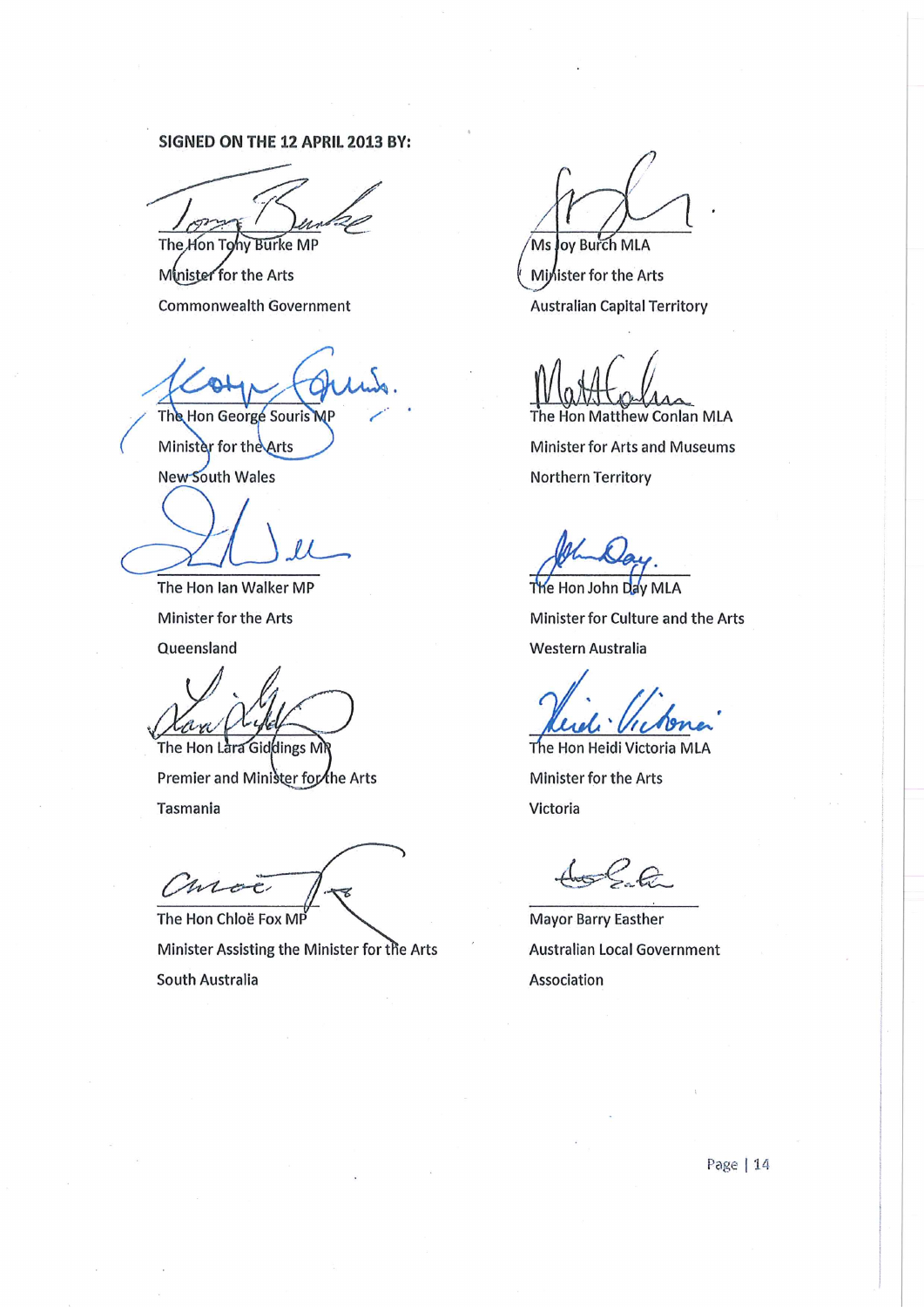**SIGNED ON THE 12 APRIL 2013 BY:**

The Hon Tony Burke MP
Minister for the Arts
Commonwealth Government

The Hon George Souris MP
Minister for the Arts
New South Wales

The Hon Ian Walker MP
Minister for the Arts
Queensland

The Hon Lara Giddings MP
Premier and Minister for the Arts
Tasmania

The Hon Chloë Fox MP
Minister Assisting the Minister for the Arts
South Australia

Ms Joy Burch MLA
Minister for the Arts
Australian Capital Territory

The Hon Matthew Conlan MLA
Minister for Arts and Museums
Northern Territory

The Hon John Day MLA
Minister for Culture and the Arts
Western Australia

The Hon Heidi Victoria MLA
Minister for the Arts
Victoria

Mayor Barry Easther
Australian Local Government Association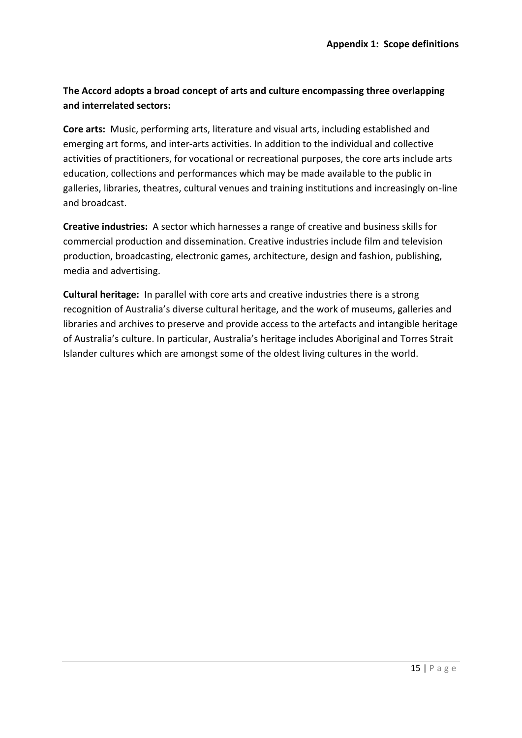## Appendix 1: Scope definitions

**The Accord adopts a broad concept of arts and culture encompassing three overlapping and interrelated sectors:**

**Core arts:** Music, performing arts, literature and visual arts, including established and emerging art forms, and inter-arts activities. In addition to the individual and collective activities of practitioners, for vocational or recreational purposes, the core arts include arts education, collections and performances which may be made available to the public in galleries, libraries, theatres, cultural venues and training institutions and increasingly on-line and broadcast.

**Creative industries:** A sector which harnesses a range of creative and business skills for commercial production and dissemination. Creative industries include film and television production, broadcasting, electronic games, architecture, design and fashion, publishing, media and advertising.

**Cultural heritage:** In parallel with core arts and creative industries there is a strong recognition of Australia's diverse cultural heritage, and the work of museums, galleries and libraries and archives to preserve and provide access to the artefacts and intangible heritage of Australia's culture. In particular, Australia's heritage includes Aboriginal and Torres Strait Islander cultures which are amongst some of the oldest living cultures in the world.